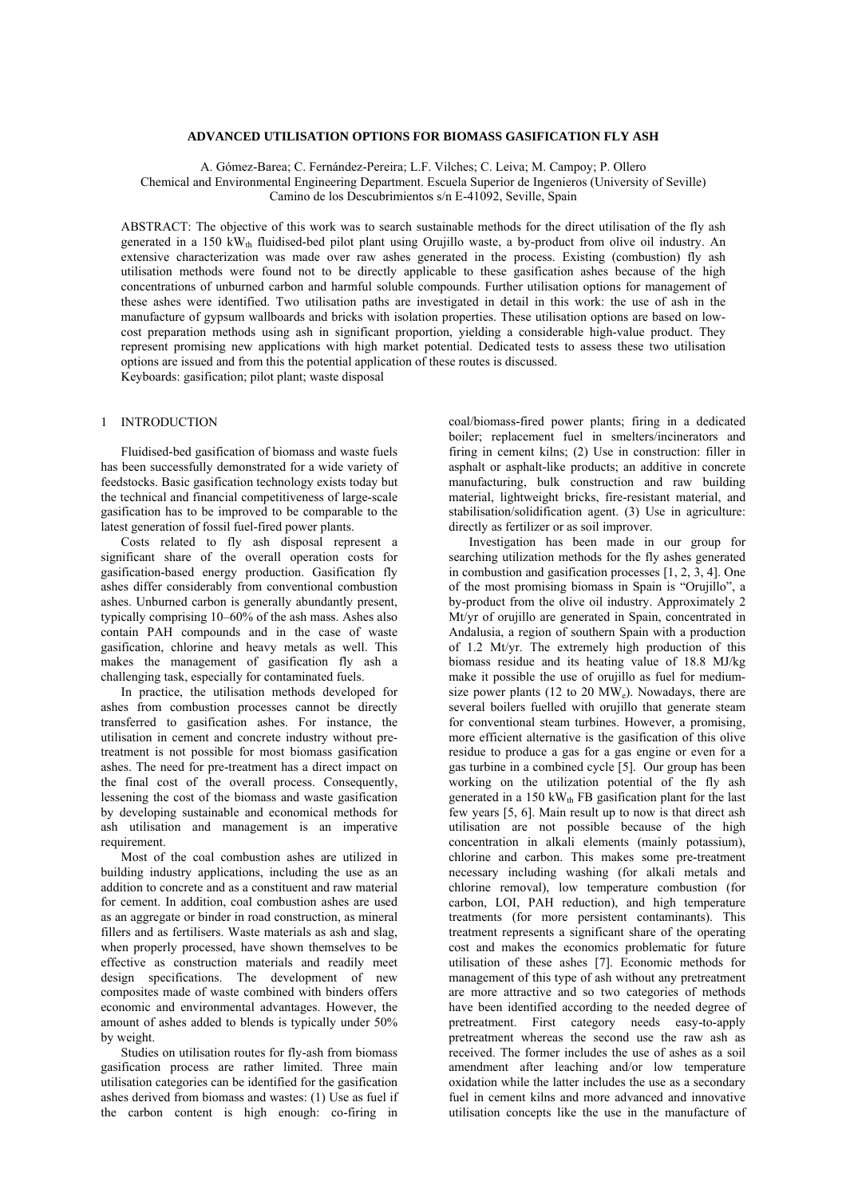# ADVANCED UTILISATION OPTIONS FOR BIOMASS GASIFICATION FLY ASH

A. Gómez-Barea; C. Fernández-Pereira; L.F. Vilches; C. Leiva; M. Campoy; P. Ollero
Chemical and Environmental Engineering Department. Escuela Superior de Ingenieros (University of Seville)
Camino de los Descubrimientos s/n E-41092, Seville, Spain

ABSTRACT: The objective of this work was to search sustainable methods for the direct utilisation of the fly ash generated in a 150 $kW_{th}$ fluidised-bed pilot plant using Orujillo waste, a by-product from olive oil industry. An extensive characterization was made over raw ashes generated in the process. Existing (combustion) fly ash utilisation methods were found not to be directly applicable to these gasification ashes because of the high concentrations of unburned carbon and harmful soluble compounds. Further utilisation options for management of these ashes were identified. Two utilisation paths are investigated in detail in this work: the use of ash in the manufacture of gypsum wallboards and bricks with isolation properties. These utilisation options are based on low-cost preparation methods using ash in significant proportion, yielding a considerable high-value product. They represent promising new applications with high market potential. Dedicated tests to assess these two utilisation options are issued and from this the potential application of these routes is discussed.
Keyboards: gasification; pilot plant; waste disposal

## 1 INTRODUCTION

Fluidised-bed gasification of biomass and waste fuels has been successfully demonstrated for a wide variety of feedstocks. Basic gasification technology exists today but the technical and financial competitiveness of large-scale gasification has to be improved to be comparable to the latest generation of fossil fuel-fired power plants.

Costs related to fly ash disposal represent a significant share of the overall operation costs for gasification-based energy production. Gasification fly ashes differ considerably from conventional combustion ashes. Unburned carbon is generally abundantly present, typically comprising 10–60% of the ash mass. Ashes also contain PAH compounds and in the case of waste gasification, chlorine and heavy metals as well. This makes the management of gasification fly ash a challenging task, especially for contaminated fuels.

In practice, the utilisation methods developed for ashes from combustion processes cannot be directly transferred to gasification ashes. For instance, the utilisation in cement and concrete industry without pre-treatment is not possible for most biomass gasification ashes. The need for pre-treatment has a direct impact on the final cost of the overall process. Consequently, lessening the cost of the biomass and waste gasification by developing sustainable and economical methods for ash utilisation and management is an imperative requirement.

Most of the coal combustion ashes are utilized in building industry applications, including the use as an addition to concrete and as a constituent and raw material for cement. In addition, coal combustion ashes are used as an aggregate or binder in road construction, as mineral fillers and as fertilisers. Waste materials as ash and slag, when properly processed, have shown themselves to be effective as construction materials and readily meet design specifications. The development of new composites made of waste combined with binders offers economic and environmental advantages. However, the amount of ashes added to blends is typically under 50% by weight.

Studies on utilisation routes for fly-ash from biomass gasification process are rather limited. Three main utilisation categories can be identified for the gasification ashes derived from biomass and wastes: (1) Use as fuel if the carbon content is high enough: co-firing in coal/biomass-fired power plants; firing in a dedicated boiler; replacement fuel in smelters/incinerators and firing in cement kilns; (2) Use in construction: filler in asphalt or asphalt-like products; an additive in concrete manufacturing, bulk construction and raw building material, lightweight bricks, fire-resistant material, and stabilisation/solidification agent. (3) Use in agriculture: directly as fertilizer or as soil improver.

Investigation has been made in our group for searching utilization methods for the fly ashes generated in combustion and gasification processes [1, 2, 3, 4]. One of the most promising biomass in Spain is "Orujillo", a by-product from the olive oil industry. Approximately 2 Mt/yr of orujillo are generated in Spain, concentrated in Andalusia, a region of southern Spain with a production of 1.2 Mt/yr. The extremely high production of this biomass residue and its heating value of 18.8 MJ/kg make it possible the use of orujillo as fuel for medium-size power plants (12 to 20 $MW_e$). Nowadays, there are several boilers fuelled with orujillo that generate steam for conventional steam turbines. However, a promising, more efficient alternative is the gasification of this olive residue to produce a gas for a gas engine or even for a gas turbine in a combined cycle [5]. Our group has been working on the utilization potential of the fly ash generated in a 150 $kW_{th}$ FB gasification plant for the last few years [5, 6]. Main result up to now is that direct ash utilisation are not possible because of the high concentration in alkali elements (mainly potassium), chlorine and carbon. This makes some pre-treatment necessary including washing (for alkali metals and chlorine removal), low temperature combustion (for carbon, LOI, PAH reduction), and high temperature treatments (for more persistent contaminants). This treatment represents a significant share of the operating cost and makes the economics problematic for future utilisation of these ashes [7]. Economic methods for management of this type of ash without any pretreatment are more attractive and so two categories of methods have been identified according to the needed degree of pretreatment. First category needs easy-to-apply pretreatment whereas the second use the raw ash as received. The former includes the use of ashes as a soil amendment after leaching and/or low temperature oxidation while the latter includes the use as a secondary fuel in cement kilns and more advanced and innovative utilisation concepts like the use in the manufacture of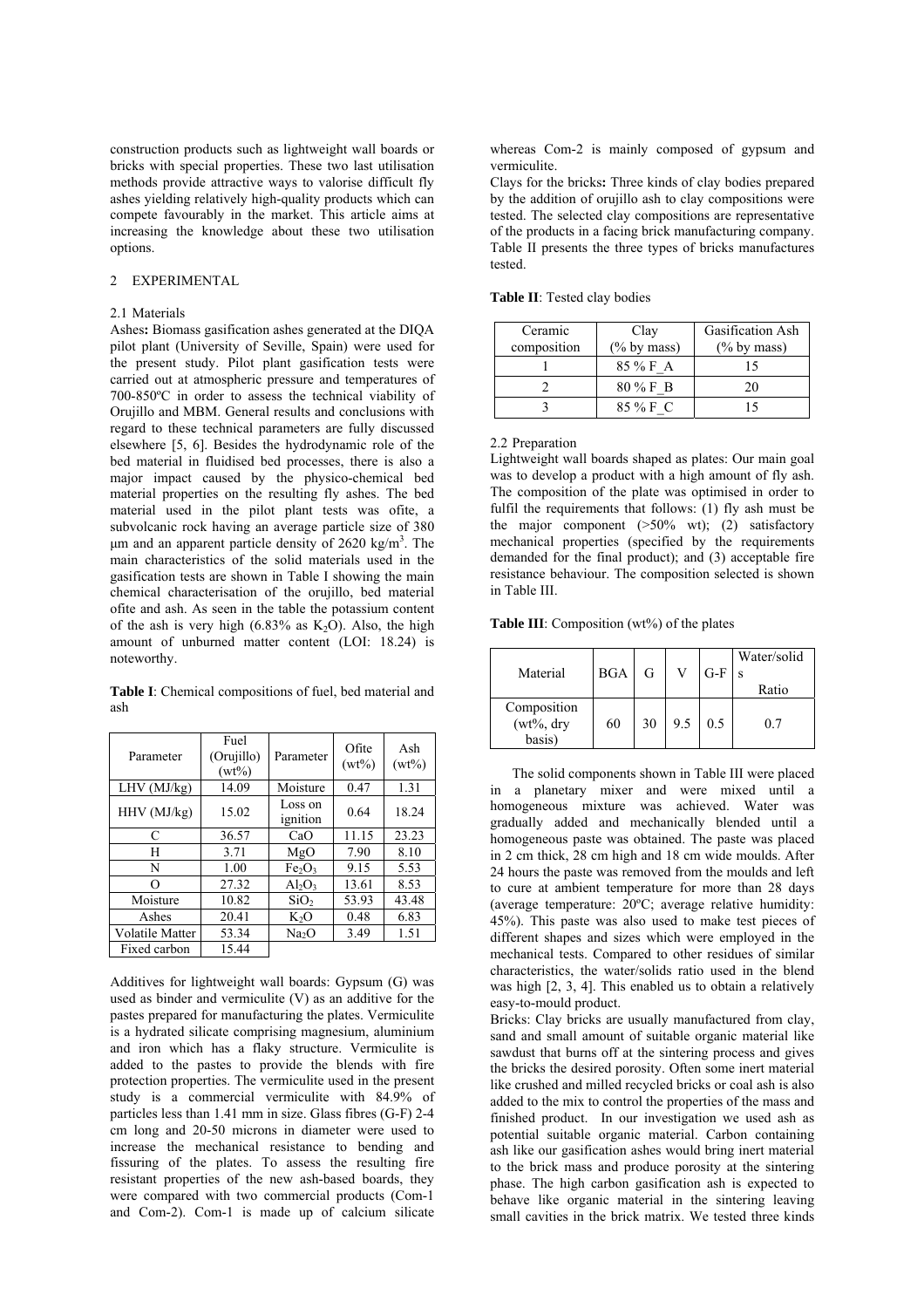construction products such as lightweight wall boards or bricks with special properties. These two last utilisation methods provide attractive ways to valorise difficult fly ashes yielding relatively high-quality products which can compete favourably in the market. This article aims at increasing the knowledge about these two utilisation options.

## 2 EXPERIMENTAL

### 2.1 Materials

**Ashes:** Biomass gasification ashes generated at the DIQA pilot plant (University of Seville, Spain) were used for the present study. Pilot plant gasification tests were carried out at atmospheric pressure and temperatures of 700-850ºC in order to assess the technical viability of Orujillo and MBM. General results and conclusions with regard to these technical parameters are fully discussed elsewhere [5, 6]. Besides the hydrodynamic role of the bed material in fluidised bed processes, there is also a major impact caused by the physico-chemical bed material properties on the resulting fly ashes. The bed material used in the pilot plant tests was ofite, a subvolcanic rock having an average particle size of 380 μm and an apparent particle density of 2620 kg/m$^3$. The main characteristics of the solid materials used in the gasification tests are shown in Table I showing the main chemical characterisation of the orujillo, bed material ofite and ash. As seen in the table the potassium content of the ash is very high (6.83% as $K_2O$). Also, the high amount of unburned matter content (LOI: 18.24) is noteworthy.

**Table I**: Chemical compositions of fuel, bed material and ash

| Parameter | Fuel (Orujillo) (wt%) | Parameter | Ofite (wt%) | Ash (wt%) |
|---|---|---|---|---|
| LHV (MJ/kg) | 14.09 | Moisture | 0.47 | 1.31 |
| HHV (MJ/kg) | 15.02 | Loss on ignition | 0.64 | 18.24 |
| C | 36.57 | CaO | 11.15 | 23.23 |
| H | 3.71 | MgO | 7.90 | 8.10 |
| N | 1.00 | $Fe_2O_3$ | 9.15 | 5.53 |
| O | 27.32 | $Al_2O_3$ | 13.61 | 8.53 |
| Moisture | 10.82 | $SiO_2$ | 53.93 | 43.48 |
| Ashes | 20.41 | $K_2O$ | 0.48 | 6.83 |
| Volatile Matter | 53.34 | $Na_2O$ | 3.49 | 1.51 |
| Fixed carbon | 15.44 | | | |

Additives for lightweight wall boards: Gypsum (G) was used as binder and vermiculite (V) as an additive for the pastes prepared for manufacturing the plates. Vermiculite is a hydrated silicate comprising magnesium, aluminium and iron which has a flaky structure. Vermiculite is added to the pastes to provide the blends with fire protection properties. The vermiculite used in the present study is a commercial vermiculite with 84.9% of particles less than 1.41 mm in size. Glass fibres (G-F) 2-4 cm long and 20-50 microns in diameter were used to increase the mechanical resistance to bending and fissuring of the plates. To assess the resulting fire resistant properties of the new ash-based boards, they were compared with two commercial products (Com-1 and Com-2). Com-1 is made up of calcium silicate whereas Com-2 is mainly composed of gypsum and vermiculite.

Clays for the bricks**:** Three kinds of clay bodies prepared by the addition of orujillo ash to clay compositions were tested. The selected clay compositions are representative of the products in a facing brick manufacturing company. Table II presents the three types of bricks manufactures tested.

**Table II**: Tested clay bodies

| Ceramic composition | Clay (% by mass) | Gasification Ash (% by mass) |
|---|---|---|
| 1 | 85 % F_A | 15 |
| 2 | 80 % F_B | 20 |
| 3 | 85 % F_C | 15 |

### 2.2 Preparation

Lightweight wall boards shaped as plates: Our main goal was to develop a product with a high amount of fly ash. The composition of the plate was optimised in order to fulfil the requirements that follows: (1) fly ash must be the major component (>50% wt); (2) satisfactory mechanical properties (specified by the requirements demanded for the final product); and (3) acceptable fire resistance behaviour. The composition selected is shown in Table III.

**Table III**: Composition (wt%) of the plates

| Material | BGA | G | V | G-F | Water/solids Ratio |
|---|---|---|---|---|---|
| Composition (wt%, dry basis) | 60 | 30 | 9.5 | 0.5 | 0.7 |

The solid components shown in Table III were placed in a planetary mixer and were mixed until a homogeneous mixture was achieved. Water was gradually added and mechanically blended until a homogeneous paste was obtained. The paste was placed in 2 cm thick, 28 cm high and 18 cm wide moulds. After 24 hours the paste was removed from the moulds and left to cure at ambient temperature for more than 28 days (average temperature: 20ºC; average relative humidity: 45%). This paste was also used to make test pieces of different shapes and sizes which were employed in the mechanical tests. Compared to other residues of similar characteristics, the water/solids ratio used in the blend was high [2, 3, 4]. This enabled us to obtain a relatively easy-to-mould product.

Bricks: Clay bricks are usually manufactured from clay, sand and small amount of suitable organic material like sawdust that burns off at the sintering process and gives the bricks the desired porosity. Often some inert material like crushed and milled recycled bricks or coal ash is also added to the mix to control the properties of the mass and finished product. In our investigation we used ash as potential suitable organic material. Carbon containing ash like our gasification ashes would bring inert material to the brick mass and produce porosity at the sintering phase. The high carbon gasification ash is expected to behave like organic material in the sintering leaving small cavities in the brick matrix. We tested three kinds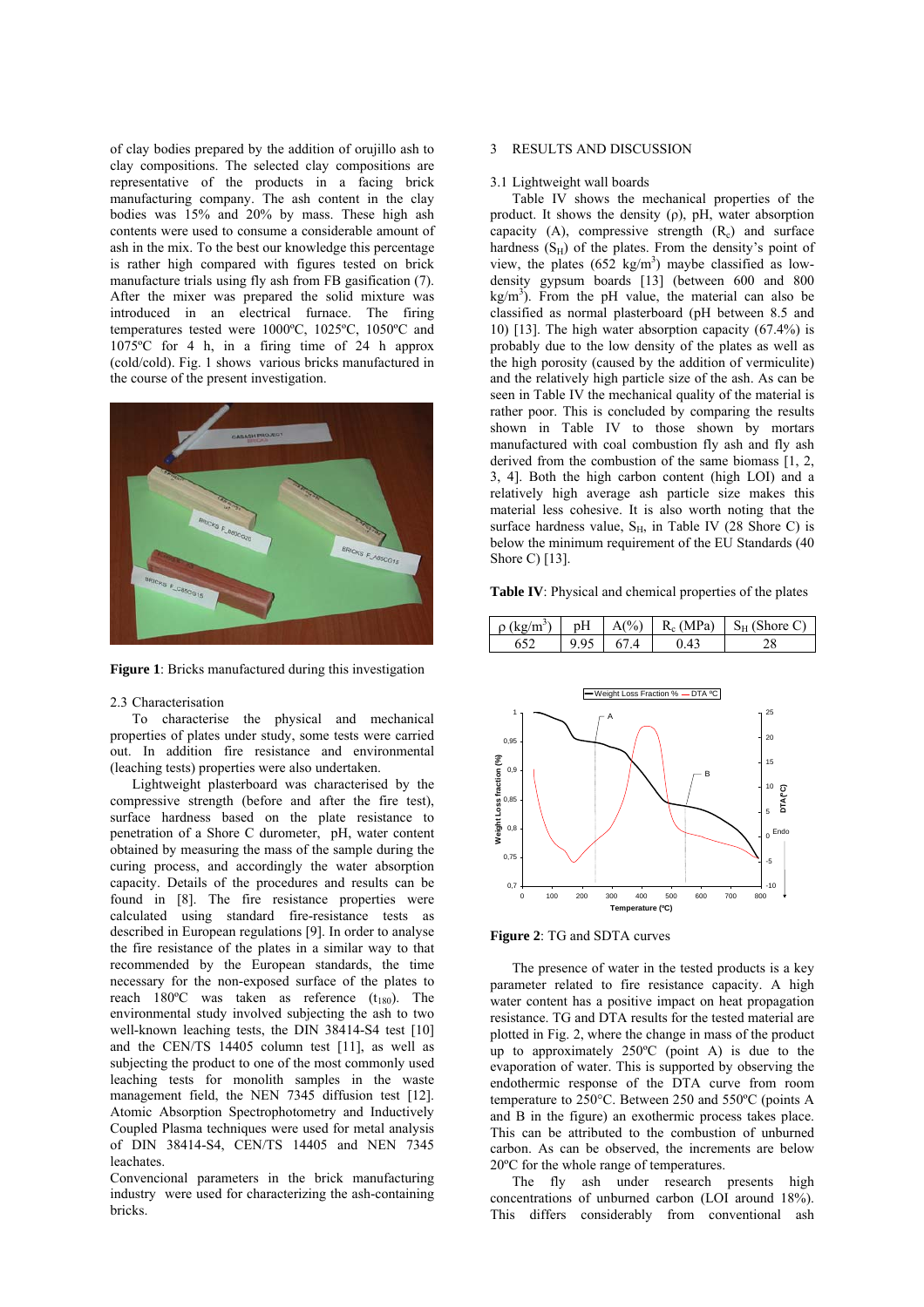of clay bodies prepared by the addition of orujillo ash to clay compositions. The selected clay compositions are representative of the products in a facing brick manufacturing company. The ash content in the clay bodies was 15% and 20% by mass. These high ash contents were used to consume a considerable amount of ash in the mix. To the best our knowledge this percentage is rather high compared with figures tested on brick manufacture trials using fly ash from FB gasification (7). After the mixer was prepared the solid mixture was introduced in an electrical furnace. The firing temperatures tested were 1000ºC, 1025ºC, 1050ºC and 1075ºC for 4 h, in a firing time of 24 h approx (cold/cold). Fig. 1 shows various bricks manufactured in the course of the present investigation.

**Figure 1**: Bricks manufactured during this investigation

### 2.3 Characterisation

To characterise the physical and mechanical properties of plates under study, some tests were carried out. In addition fire resistance and environmental (leaching tests) properties were also undertaken.

Lightweight plasterboard was characterised by the compressive strength (before and after the fire test), surface hardness based on the plate resistance to penetration of a Shore C durometer, pH, water content obtained by measuring the mass of the sample during the curing process, and accordingly the water absorption capacity. Details of the procedures and results can be found in [8]. The fire resistance properties were calculated using standard fire-resistance tests as described in European regulations [9]. In order to analyse the fire resistance of the plates in a similar way to that recommended by the European standards, the time necessary for the non-exposed surface of the plates to reach 180ºC was taken as reference ($t_{180}$). The environmental study involved subjecting the ash to two well-known leaching tests, the DIN 38414-S4 test [10] and the CEN/TS 14405 column test [11], as well as subjecting the product to one of the most commonly used leaching tests for monolith samples in the waste management field, the NEN 7345 diffusion test [12]. Atomic Absorption Spectrophotometry and Inductively Coupled Plasma techniques were used for metal analysis of DIN 38414-S4, CEN/TS 14405 and NEN 7345 leachates.

Convencional parameters in the brick manufacturing industry were used for characterizing the ash-containing bricks.

## 3 RESULTS AND DISCUSSION

### 3.1 Lightweight wall boards

Table IV shows the mechanical properties of the product. It shows the density (ρ), pH, water absorption capacity (A), compressive strength ($R_c$) and surface hardness ($S_H$) of the plates. From the density's point of view, the plates (652 kg/m$^3$) maybe classified as low-density gypsum boards [13] (between 600 and 800 kg/m$^3$). From the pH value, the material can also be classified as normal plasterboard (pH between 8.5 and 10) [13]. The high water absorption capacity (67.4%) is probably due to the low density of the plates as well as the high porosity (caused by the addition of vermiculite) and the relatively high particle size of the ash. As can be seen in Table IV the mechanical quality of the material is rather poor. This is concluded by comparing the results shown in Table IV to those shown by mortars manufactured with coal combustion fly ash and fly ash derived from the combustion of the same biomass [1, 2, 3, 4]. Both the high carbon content (high LOI) and a relatively high average ash particle size makes this material less cohesive. It is also worth noting that the surface hardness value, $S_H$, in Table IV (28 Shore C) is below the minimum requirement of the EU Standards (40 Shore C) [13].

**Table IV**: Physical and chemical properties of the plates

| ρ (kg/m$^3$) | pH | A(%) | $R_c$ (MPa) | $S_H$ (Shore C) |
|---|---|---|---|---|
| 652 | 9.95 | 67.4 | 0.43 | 28 |

**Figure 2**: TG and SDTA curves

The presence of water in the tested products is a key parameter related to fire resistance capacity. A high water content has a positive impact on heat propagation resistance. TG and DTA results for the tested material are plotted in Fig. 2, where the change in mass of the product up to approximately 250ºC (point A) is due to the evaporation of water. This is supported by observing the endothermic response of the DTA curve from room temperature to 250°C. Between 250 and 550ºC (points A and B in the figure) an exothermic process takes place. This can be attributed to the combustion of unburned carbon. As can be observed, the increments are below 20ºC for the whole range of temperatures.

The fly ash under research presents high concentrations of unburned carbon (LOI around 18%). This differs considerably from conventional ash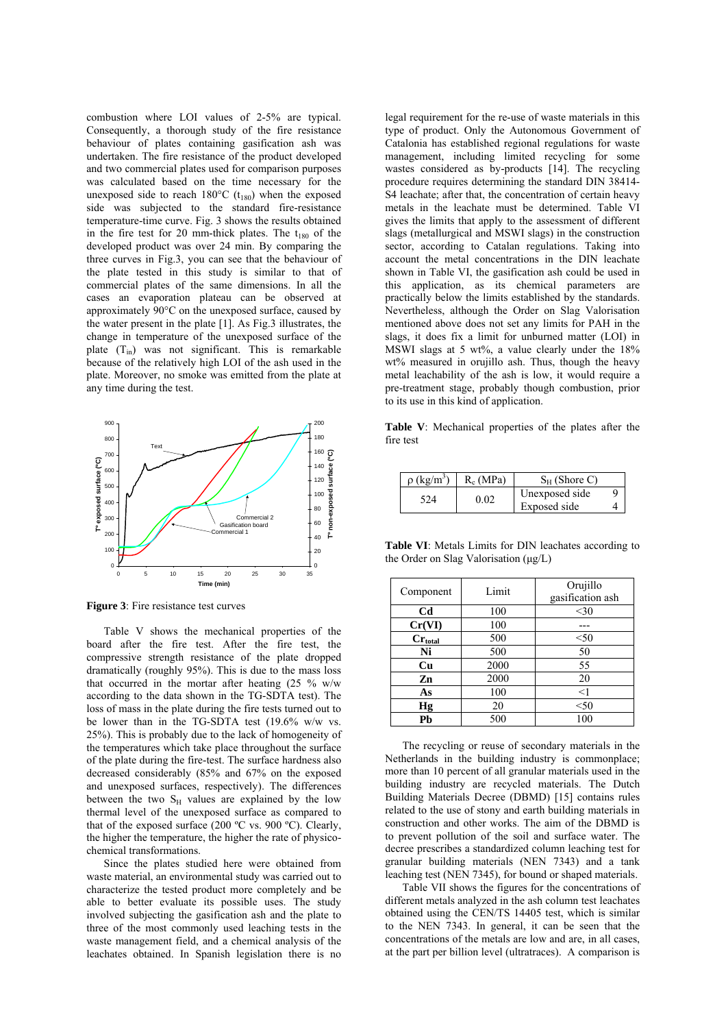combustion where LOI values of 2-5% are typical. Consequently, a thorough study of the fire resistance behaviour of plates containing gasification ash was undertaken. The fire resistance of the product developed and two commercial plates used for comparison purposes was calculated based on the time necessary for the unexposed side to reach 180°C ($t_{180}$) when the exposed side was subjected to the standard fire-resistance temperature-time curve. Fig. 3 shows the results obtained in the fire test for 20 mm-thick plates. The $t_{180}$ of the developed product was over 24 min. By comparing the three curves in Fig.3, you can see that the behaviour of the plate tested in this study is similar to that of commercial plates of the same dimensions. In all the cases an evaporation plateau can be observed at approximately 90°C on the unexposed surface, caused by the water present in the plate [1]. As Fig.3 illustrates, the change in temperature of the unexposed surface of the plate ($T_{in}$) was not significant. This is remarkable because of the relatively high LOI of the ash used in the plate. Moreover, no smoke was emitted from the plate at any time during the test.

**Figure 3**: Fire resistance test curves

Table V shows the mechanical properties of the board after the fire test. After the fire test, the compressive strength resistance of the plate dropped dramatically (roughly 95%). This is due to the mass loss that occurred in the mortar after heating (25 % w/w according to the data shown in the TG-SDTA test). The loss of mass in the plate during the fire tests turned out to be lower than in the TG-SDTA test (19.6% w/w vs. 25%). This is probably due to the lack of homogeneity of the temperatures which take place throughout the surface of the plate during the fire-test. The surface hardness also decreased considerably (85% and 67% on the exposed and unexposed surfaces, respectively). The differences between the two $S_H$ values are explained by the low thermal level of the unexposed surface as compared to that of the exposed surface (200 ºC vs. 900 ºC). Clearly, the higher the temperature, the higher the rate of physico-chemical transformations.

Since the plates studied here were obtained from waste material, an environmental study was carried out to characterize the tested product more completely and be able to better evaluate its possible uses. The study involved subjecting the gasification ash and the plate to three of the most commonly used leaching tests in the waste management field, and a chemical analysis of the leachates obtained. In Spanish legislation there is no legal requirement for the re-use of waste materials in this type of product. Only the Autonomous Government of Catalonia has established regional regulations for waste management, including limited recycling for some wastes considered as by-products [14]. The recycling procedure requires determining the standard DIN 38414-S4 leachate; after that, the concentration of certain heavy metals in the leachate must be determined. Table VI gives the limits that apply to the assessment of different slags (metallurgical and MSWI slags) in the construction sector, according to Catalan regulations. Taking into account the metal concentrations in the DIN leachate shown in Table VI, the gasification ash could be used in this application, as its chemical parameters are practically below the limits established by the standards. Nevertheless, although the Order on Slag Valorisation mentioned above does not set any limits for PAH in the slags, it does fix a limit for unburned matter (LOI) in MSWI slags at 5 wt%, a value clearly under the 18% wt% measured in orujillo ash. Thus, though the heavy metal leachability of the ash is low, it would require a pre-treatment stage, probably though combustion, prior to its use in this kind of application.

**Table V**: Mechanical properties of the plates after the fire test

| ρ (kg/m³) | $R_c$ (MPa) | $S_H$ (Shore C) | |
|---|---|---|---|
| 524 | 0.02 | Unexposed side | 9 |
| | | Exposed side | 4 |

**Table VI**: Metals Limits for DIN leachates according to the Order on Slag Valorisation (µg/L)

| Component | Limit | Orujillo gasification ash |
|---|---|---|
| **Cd** | 100 | <30 |
| **Cr(VI)** | 100 | --- |
| **$Cr_{total}$** | 500 | <50 |
| **Ni** | 500 | 50 |
| **Cu** | 2000 | 55 |
| **Zn** | 2000 | 20 |
| **As** | 100 | <1 |
| **Hg** | 20 | <50 |
| **Pb** | 500 | 100 |

The recycling or reuse of secondary materials in the the Netherlands in the building industry is commonplace; more than 10 percent of all granular materials used in the building industry are recycled materials. The Dutch Building Materials Decree (DBMD) [15] contains rules related to the use of stony and earth building materials in construction and other works. The aim of the DBMD is to prevent pollution of the soil and surface water. The decree prescribes a standardized column leaching test for granular building materials (NEN 7343) and a tank leaching test (NEN 7345), for bound or shaped materials.

Table VII shows the figures for the concentrations of different metals analyzed in the ash column test leachates obtained using the CEN/TS 14405 test, which is similar to the NEN 7343. In general, it can be seen that the concentrations of the metals are low and are, in all cases, at the part per billion level (ultratraces). A comparison is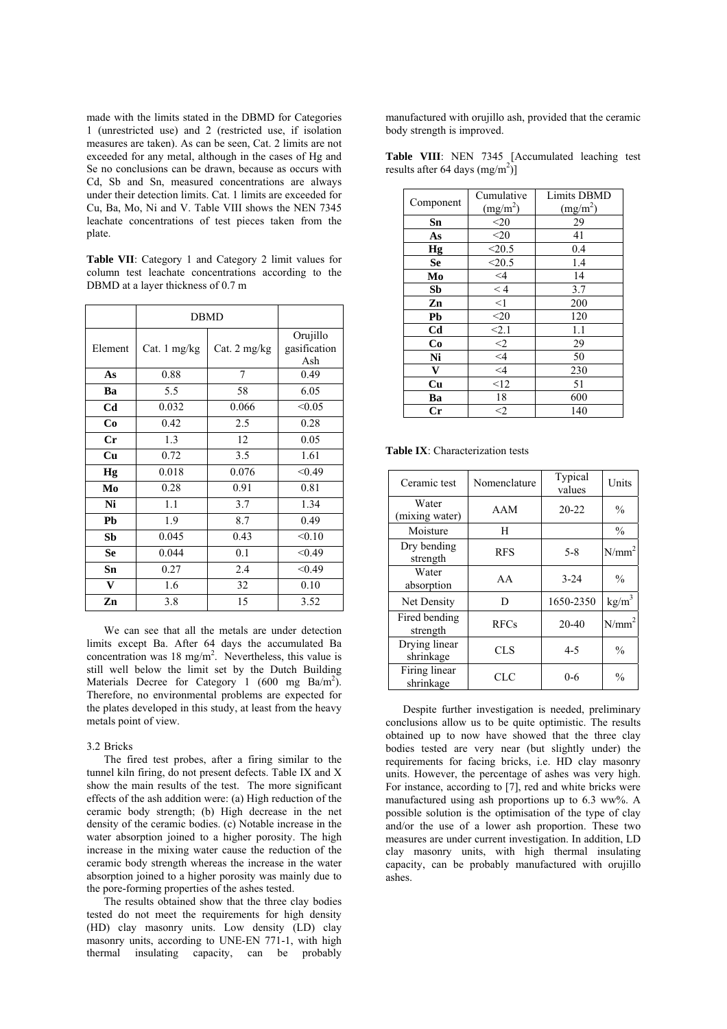made with the limits stated in the DBMD for Categories 1 (unrestricted use) and 2 (restricted use, if isolation measures are taken). As can be seen, Cat. 2 limits are not exceeded for any metal, although in the cases of Hg and Se no conclusions can be drawn, because as occurs with Cd, Sb and Sn, measured concentrations are always under their detection limits. Cat. 1 limits are exceeded for Cu, Ba, Mo, Ni and V. Table VIII shows the NEN 7345 leachate concentrations of test pieces taken from the plate.

**Table VII**: Category 1 and Category 2 limit values for column test leachate concentrations according to the DBMD at a layer thickness of 0.7 m

| | DBMD | | |
|---|---|---|---|
| Element | Cat. 1 mg/kg | Cat. 2 mg/kg | Orujillo gasification Ash |
| **As** | 0.88 | 7 | 0.49 |
| **Ba** | 5.5 | 58 | 6.05 |
| **Cd** | 0.032 | 0.066 | <0.05 |
| **Co** | 0.42 | 2.5 | 0.28 |
| **Cr** | 1.3 | 12 | 0.05 |
| **Cu** | 0.72 | 3.5 | 1.61 |
| **Hg** | 0.018 | 0.076 | <0.49 |
| **Mo** | 0.28 | 0.91 | 0.81 |
| **Ni** | 1.1 | 3.7 | 1.34 |
| **Pb** | 1.9 | 8.7 | 0.49 |
| **Sb** | 0.045 | 0.43 | <0.10 |
| **Se** | 0.044 | 0.1 | <0.49 |
| **Sn** | 0.27 | 2.4 | <0.49 |
| **V** | 1.6 | 32 | 0.10 |
| **Zn** | 3.8 | 15 | 3.52 |

We can see that all the metals are under detection limits except Ba. After 64 days the accumulated Ba concentration was 18 mg/m$^2$. Nevertheless, this value is still well below the limit set by the Dutch Building Materials Decree for Category 1 (600 mg Ba/m$^2$). Therefore, no environmental problems are expected for the plates developed in this study, at least from the heavy metals point of view.

### 3.2 Bricks

The fired test probes, after a firing similar to the tunnel kiln firing, do not present defects. Table IX and X show the main results of the test. The more significant effects of the ash addition were: (a) High reduction of the ceramic body strength; (b) High decrease in the net density of the ceramic bodies. (c) Notable increase in the water absorption joined to a higher porosity. The high increase in the mixing water cause the reduction of the ceramic body strength whereas the increase in the water absorption joined to a higher porosity was mainly due to the pore-forming properties of the ashes tested.

The results obtained show that the three clay bodies tested do not meet the requirements for high density (HD) clay masonry units. Low density (LD) clay masonry units, according to UNE-EN 771-1, with high thermal insulating capacity, can be probably manufactured with orujillo ash, provided that the ceramic body strength is improved.

**Table VIII**: NEN 7345 [Accumulated leaching test results after 64 days (mg/m$^2$)]

| Component | Cumulative (mg/m$^2$) | Limits DBMD (mg/m$^2$) |
|---|---|---|
| **Sn** | <20 | 29 |
| **As** | <20 | 41 |
| **Hg** | <20.5 | 0.4 |
| **Se** | <20.5 | 1.4 |
| **Mo** | <4 | 14 |
| **Sb** | < 4 | 3.7 |
| **Zn** | <1 | 200 |
| **Pb** | <20 | 120 |
| **Cd** | <2.1 | 1.1 |
| **Co** | <2 | 29 |
| **Ni** | <4 | 50 |
| **V** | <4 | 230 |
| **Cu** | <12 | 51 |
| **Ba** | 18 | 600 |
| **Cr** | <2 | 140 |

**Table IX**: Characterization tests

| Ceramic test | Nomenclature | Typical values | Units |
|---|---|---|---|
| Water (mixing water) | AAM | 20-22 | % |
| Moisture | H | | % |
| Dry bending strength | RFS | 5-8 | N/mm$^2$ |
| Water absorption | AA | 3-24 | % |
| Net Density | D | 1650-2350 | kg/m$^3$ |
| Fired bending strength | RFCs | 20-40 | N/mm$^2$ |
| Drying linear shrinkage | CLS | 4-5 | % |
| Firing linear shrinkage | CLC | 0-6 | % |

Despite further investigation is needed, preliminary conclusions allow us to be quite optimistic. The results obtained up to now have showed that the three clay bodies tested are very near (but slightly under) the requirements for facing bricks, i.e. HD clay masonry units. However, the percentage of ashes was very high. For instance, according to [7], red and white bricks were manufactured using ash proportions up to 6.3 ww%. A possible solution is the optimisation of the type of clay and/or the use of a lower ash proportion. These two measures are under current investigation. In addition, LD clay masonry units, with high thermal insulating capacity, can be probably manufactured with orujillo ashes.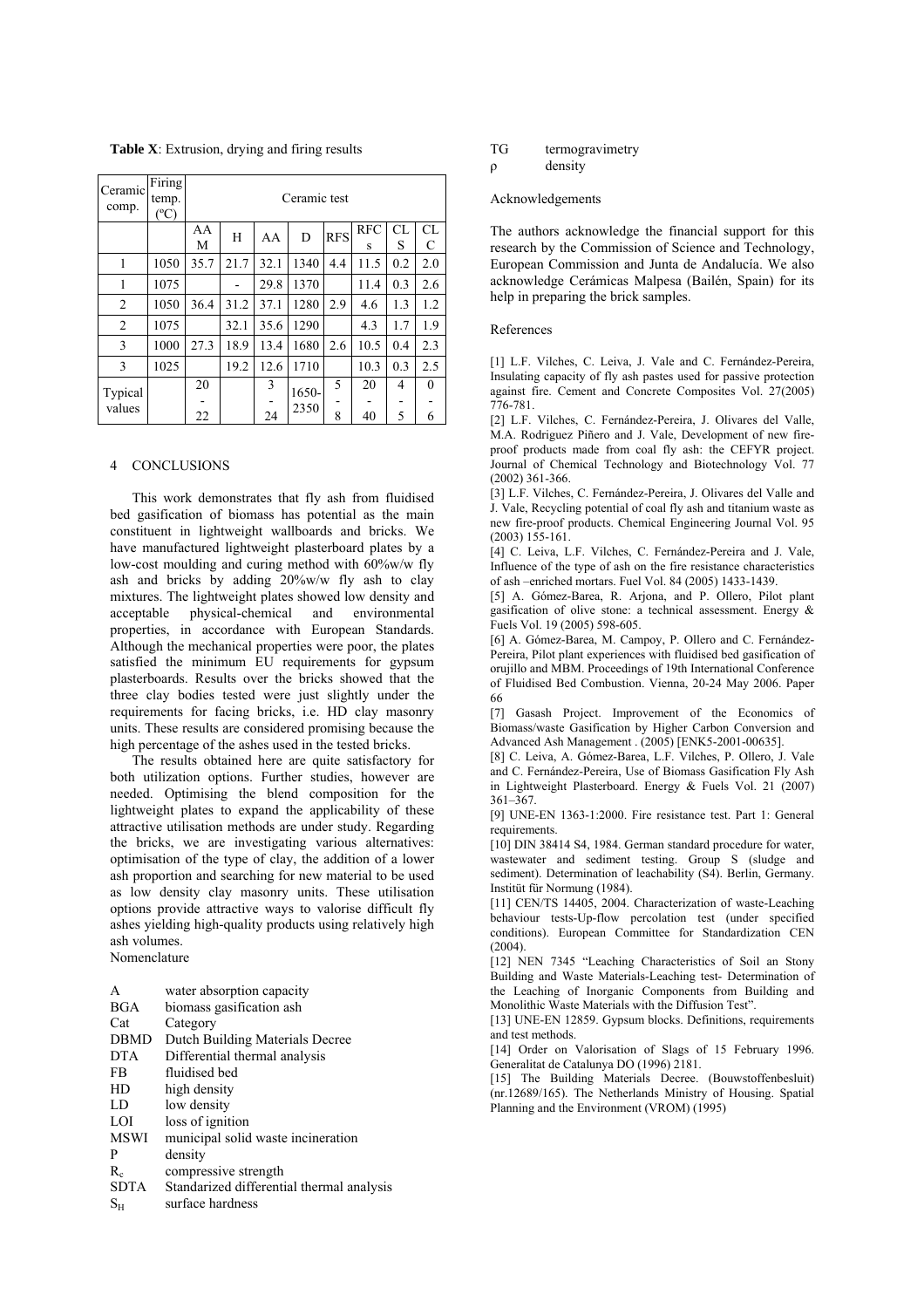**Table X**: Extrusion, drying and firing results

| Ceramic comp. | Firing temp. (ºC) | Ceramic test | | | | | | | |
|---|---|---|---|---|---|---|---|---|---|
| | | AAM | H | AA | D | RFS | RFCs | CLS | CLC |
| 1 | 1050 | 35.7 | 21.7 | 32.1 | 1340 | 4.4 | 11.5 | 0.2 | 2.0 |
| 1 | 1075 | | - | 29.8 | 1370 | | 11.4 | 0.3 | 2.6 |
| 2 | 1050 | 36.4 | 31.2 | 37.1 | 1280 | 2.9 | 4.6 | 1.3 | 1.2 |
| 2 | 1075 | | 32.1 | 35.6 | 1290 | | 4.3 | 1.7 | 1.9 |
| 3 | 1000 | 27.3 | 18.9 | 13.4 | 1680 | 2.6 | 10.5 | 0.4 | 2.3 |
| 3 | 1025 | | 19.2 | 12.6 | 1710 | | 10.3 | 0.3 | 2.5 |
| Typical values | | 20-22 | | 3-24 | 1650-2350 | 5-8 | 20-40 | 4-5 | 0-6 |

## 4 CONCLUSIONS

This work demonstrates that fly ash from fluidised bed gasification of biomass has potential as the main constituent in lightweight wallboards and bricks. We have manufactured lightweight plasterboard plates by a low-cost moulding and curing method with 60%w/w fly ash and bricks by adding 20%w/w fly ash to clay mixtures. The lightweight plates showed low density and acceptable physical-chemical and environmental properties, in accordance with European Standards. Although the mechanical properties were poor, the plates satisfied the minimum EU requirements for gypsum plasterboards. Results over the bricks showed that the three clay bodies tested were just slightly under the requirements for facing bricks, i.e. HD clay masonry units. These results are considered promising because the high percentage of the ashes used in the tested bricks.

The results obtained here are quite satisfactory for both utilization options. Further studies, however are needed. Optimising the blend composition for the lightweight plates to expand the applicability of these attractive utilisation methods are under study. Regarding the bricks, we are investigating various alternatives: optimisation of the type of clay, the addition of a lower ash proportion and searching for new material to be used as low density clay masonry units. These utilisation options provide attractive ways to valorise difficult fly ashes yielding high-quality products using relatively high ash volumes.

Nomenclature

| | |
|---|---|
| A | water absorption capacity |
| BGA | biomass gasification ash |
| Cat | Category |
| DBMD | Dutch Building Materials Decree |
| DTA | Differential thermal analysis |
| FB | fluidised bed |
| HD | high density |
| LD | low density |
| LOI | loss of ignition |
| MSWI | municipal solid waste incineration |
| P | density |
| $R_c$ | compressive strength |
| SDTA | Standarized differential thermal analysis |
| $S_H$ | surface hardness |
| TG | termogravimetry |
| $\rho$ | density |

Acknowledgements

The authors acknowledge the financial support for this research by the Commission of Science and Technology, European Commission and Junta de Andalucía. We also acknowledge Cerámicas Malpesa (Bailén, Spain) for its help in preparing the brick samples.

References

[1] L.F. Vilches, C. Leiva, J. Vale and C. Fernández-Pereira, Insulating capacity of fly ash pastes used for passive protection against fire. Cement and Concrete Composites Vol. 27(2005) 776-781.

[2] L.F. Vilches, C. Fernández-Pereira, J. Olivares del Valle, M.A. Rodriguez Piñero and J. Vale, Development of new fire-proof products made from coal fly ash: the CEFYR project. Journal of Chemical Technology and Biotechnology Vol. 77 (2002) 361-366.

[3] L.F. Vilches, C. Fernández-Pereira, J. Olivares del Valle and J. Vale, Recycling potential of coal fly ash and titanium waste as new fire-proof products. Chemical Engineering Journal Vol. 95 (2003) 155-161.

[4] C. Leiva, L.F. Vilches, C. Fernández-Pereira and J. Vale, Influence of the type of ash on the fire resistance characteristics of ash –enriched mortars. Fuel Vol. 84 (2005) 1433-1439.

[5] A. Gómez-Barea, R. Arjona, and P. Ollero, Pilot plant gasification of olive stone: a technical assessment. Energy & Fuels Vol. 19 (2005) 598-605.

[6] A. Gómez-Barea, M. Campoy, P. Ollero and C. Fernández-Pereira, Pilot plant experiences with fluidised bed gasification of orujillo and MBM. Proceedings of 19th International Conference of Fluidised Bed Combustion. Vienna, 20-24 May 2006. Paper 66

[7] Gasash Project. Improvement of the Economics of Biomass/waste Gasification by Higher Carbon Conversion and Advanced Ash Management . (2005) [ENK5-2001-00635].

[8] C. Leiva, A. Gómez-Barea, L.F. Vilches, P. Ollero, J. Vale and C. Fernández-Pereira, Use of Biomass Gasification Fly Ash in Lightweight Plasterboard. Energy & Fuels Vol. 21 (2007) 361–367.

[9] UNE-EN 1363-1:2000. Fire resistance test. Part 1: General requirements.

[10] DIN 38414 S4, 1984. German standard procedure for water, wastewater and sediment testing. Group S (sludge and sediment). Determination of leachability (S4). Berlin, Germany. Institüt für Normung (1984).

[11] CEN/TS 14405, 2004. Characterization of waste-Leaching behaviour tests-Up-flow percolation test (under specified conditions). European Committee for Standardization CEN (2004).

[12] NEN 7345 "Leaching Characteristics of Soil an Stony Building and Waste Materials-Leaching test- Determination of the Leaching of Inorganic Components from Building and Monolithic Waste Materials with the Diffusion Test".

[13] UNE-EN 12859. Gypsum blocks. Definitions, requirements and test methods.

[14] Order on Valorisation of Slags of 15 February 1996. Generalitat de Catalunya DO (1996) 2181.

[15] The Building Materials Decree. (Bouwstoffenbesluit) (nr.12689/165). The Netherlands Ministry of Housing. Spatial Planning and the Environment (VROM) (1995)